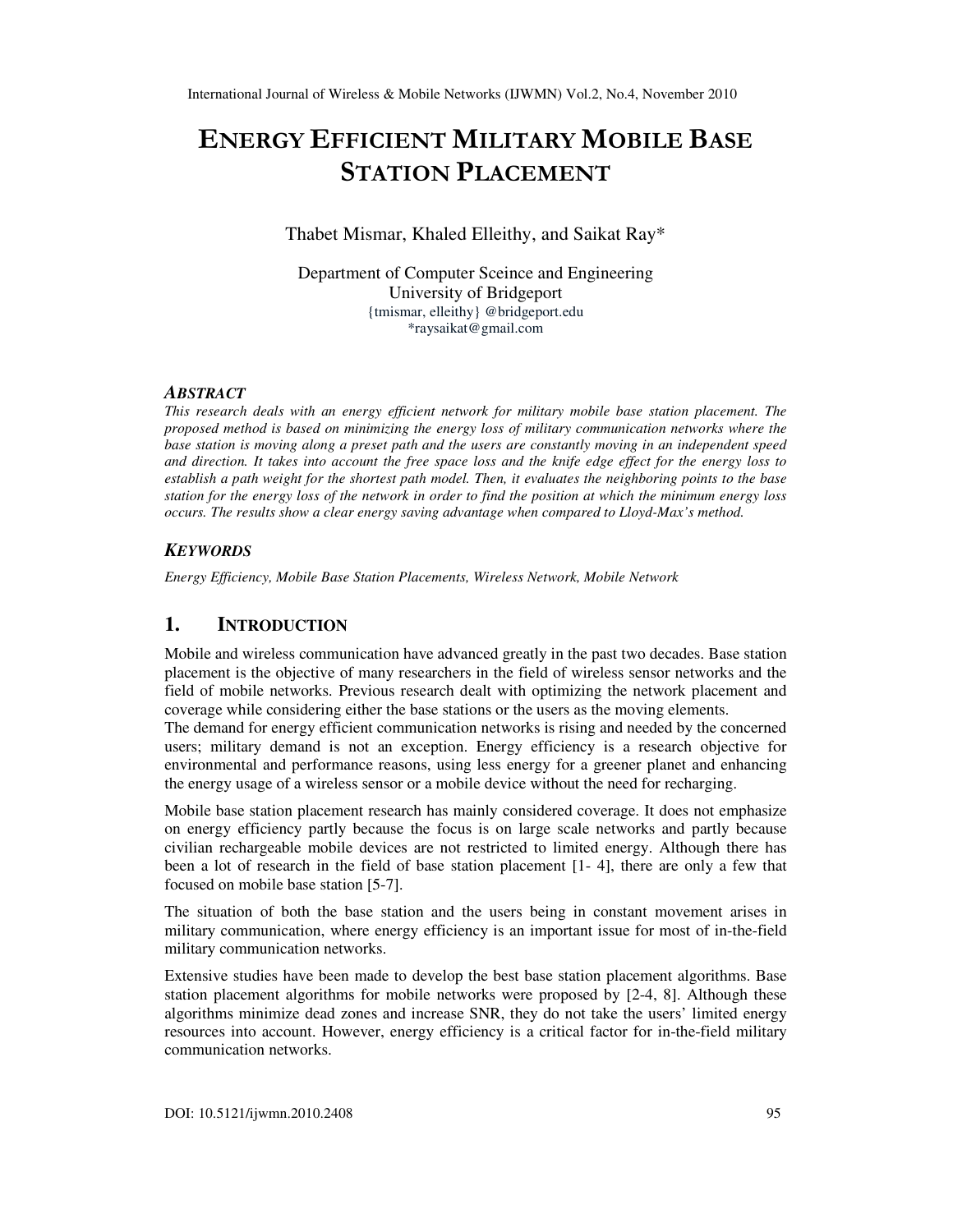# ENERGY EFFICIENT MILITARY MOBILE BASE STATION PLACEMENT

Thabet Mismar, Khaled Elleithy, and Saikat Ray*

Department of Computer Sceince and Engineering
University of Bridgeport
{tmismar, elleithy} @bridgeport.edu
*raysaikat@gmail.com

### ABSTRACT

*This research deals with an energy efficient network for military mobile base station placement. The proposed method is based on minimizing the energy loss of military communication networks where the base station is moving along a preset path and the users are constantly moving in an independent speed and direction. It takes into account the free space loss and the knife edge effect for the energy loss to establish a path weight for the shortest path model. Then, it evaluates the neighboring points to the base station for the energy loss of the network in order to find the position at which the minimum energy loss occurs. The results show a clear energy saving advantage when compared to Lloyd-Max's method.*

### KEYWORDS

*Energy Efficiency, Mobile Base Station Placements, Wireless Network, Mobile Network*

## 1. INTRODUCTION

Mobile and wireless communication have advanced greatly in the past two decades. Base station placement is the objective of many researchers in the field of wireless sensor networks and the field of mobile networks. Previous research dealt with optimizing the network placement and coverage while considering either the base stations or the users as the moving elements.

The demand for energy efficient communication networks is rising and needed by the concerned users; military demand is not an exception. Energy efficiency is a research objective for environmental and performance reasons, using less energy for a greener planet and enhancing the energy usage of a wireless sensor or a mobile device without the need for recharging.

Mobile base station placement research has mainly considered coverage. It does not emphasize on energy efficiency partly because the focus is on large scale networks and partly because civilian rechargeable mobile devices are not restricted to limited energy. Although there has been a lot of research in the field of base station placement [1- 4], there are only a few that focused on mobile base station [5-7].

The situation of both the base station and the users being in constant movement arises in military communication, where energy efficiency is an important issue for most of in-the-field military communication networks.

Extensive studies have been made to develop the best base station placement algorithms. Base station placement algorithms for mobile networks were proposed by [2-4, 8]. Although these algorithms minimize dead zones and increase SNR, they do not take the users' limited energy resources into account. However, energy efficiency is a critical factor for in-the-field military communication networks.

DOI: 10.5121/ijwmn.2010.2408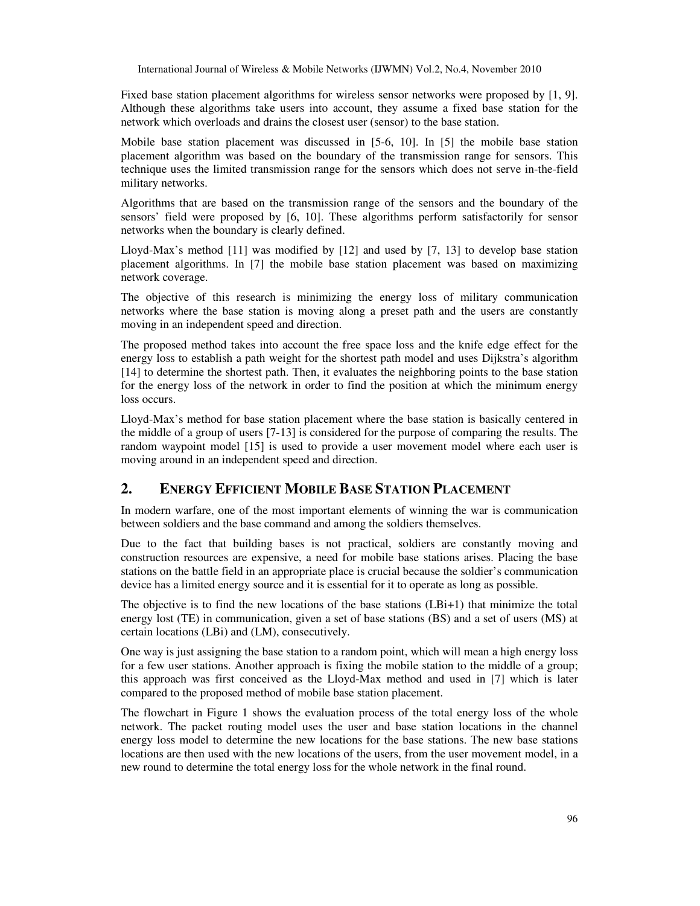Fixed base station placement algorithms for wireless sensor networks were proposed by [1, 9]. Although these algorithms take users into account, they assume a fixed base station for the network which overloads and drains the closest user (sensor) to the base station.

Mobile base station placement was discussed in [5-6, 10]. In [5] the mobile base station placement algorithm was based on the boundary of the transmission range for sensors. This technique uses the limited transmission range for the sensors which does not serve in-the-field military networks.

Algorithms that are based on the transmission range of the sensors and the boundary of the sensors' field were proposed by [6, 10]. These algorithms perform satisfactorily for sensor networks when the boundary is clearly defined.

Lloyd-Max's method [11] was modified by [12] and used by [7, 13] to develop base station placement algorithms. In [7] the mobile base station placement was based on maximizing network coverage.

The objective of this research is minimizing the energy loss of military communication networks where the base station is moving along a preset path and the users are constantly moving in an independent speed and direction.

The proposed method takes into account the free space loss and the knife edge effect for the energy loss to establish a path weight for the shortest path model and uses Dijkstra's algorithm [14] to determine the shortest path. Then, it evaluates the neighboring points to the base station for the energy loss of the network in order to find the position at which the minimum energy loss occurs.

Lloyd-Max's method for base station placement where the base station is basically centered in the middle of a group of users [7-13] is considered for the purpose of comparing the results. The random waypoint model [15] is used to provide a user movement model where each user is moving around in an independent speed and direction.

## 2. ENERGY EFFICIENT MOBILE BASE STATION PLACEMENT

In modern warfare, one of the most important elements of winning the war is communication between soldiers and the base command and among the soldiers themselves.

Due to the fact that building bases is not practical, soldiers are constantly moving and construction resources are expensive, a need for mobile base stations arises. Placing the base stations on the battle field in an appropriate place is crucial because the soldier's communication device has a limited energy source and it is essential for it to operate as long as possible.

The objective is to find the new locations of the base stations (LBi+1) that minimize the total energy lost (TE) in communication, given a set of base stations (BS) and a set of users (MS) at certain locations (LBi) and (LM), consecutively.

One way is just assigning the base station to a random point, which will mean a high energy loss for a few user stations. Another approach is fixing the mobile station to the middle of a group; this approach was first conceived as the Lloyd-Max method and used in [7] which is later compared to the proposed method of mobile base station placement.

The flowchart in Figure 1 shows the evaluation process of the total energy loss of the whole network. The packet routing model uses the user and base station locations in the channel energy loss model to determine the new locations for the base stations. The new base stations locations are then used with the new locations of the users, from the user movement model, in a new round to determine the total energy loss for the whole network in the final round.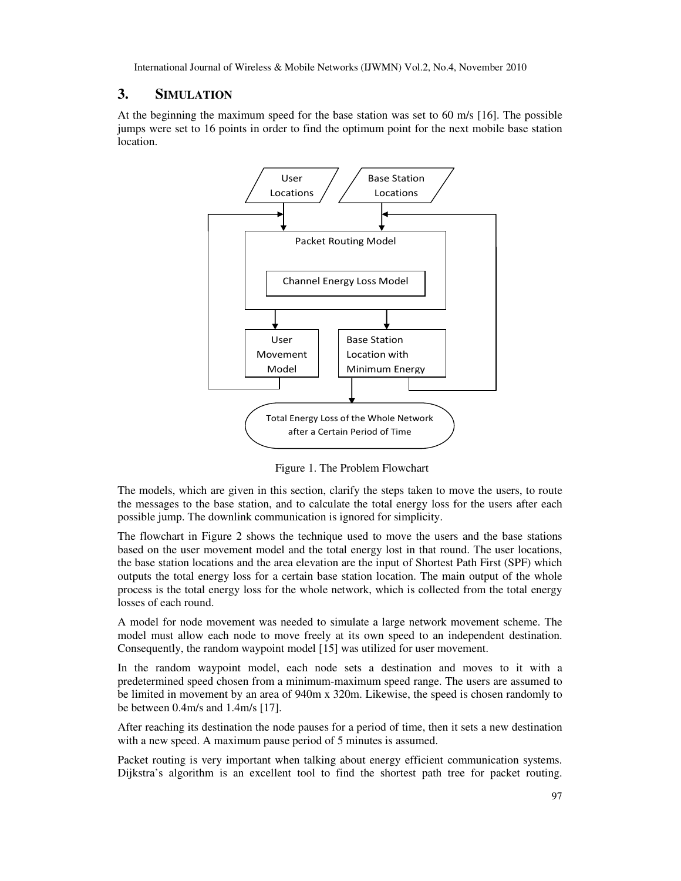## 3. SIMULATION

At the beginning the maximum speed for the base station was set to 60 m/s [16]. The possible jumps were set to 16 points in order to find the optimum point for the next mobile base station location.

Figure 1. The Problem Flowchart

The models, which are given in this section, clarify the steps taken to move the users, to route the messages to the base station, and to calculate the total energy loss for the users after each possible jump. The downlink communication is ignored for simplicity.

The flowchart in Figure 2 shows the technique used to move the users and the base stations based on the user movement model and the total energy lost in that round. The user locations, the base station locations and the area elevation are the input of Shortest Path First (SPF) which outputs the total energy loss for a certain base station location. The main output of the whole process is the total energy loss for the whole network, which is collected from the total energy losses of each round.

A model for node movement was needed to simulate a large network movement scheme. The model must allow each node to move freely at its own speed to an independent destination. Consequently, the random waypoint model [15] was utilized for user movement.

In the random waypoint model, each node sets a destination and moves to it with a predetermined speed chosen from a minimum-maximum speed range. The users are assumed to be limited in movement by an area of 940m x 320m. Likewise, the speed is chosen randomly to be between 0.4m/s and 1.4m/s [17].

After reaching its destination the node pauses for a period of time, then it sets a new destination with a new speed. A maximum pause period of 5 minutes is assumed.

Packet routing is very important when talking about energy efficient communication systems. Dijkstra's algorithm is an excellent tool to find the shortest path tree for packet routing.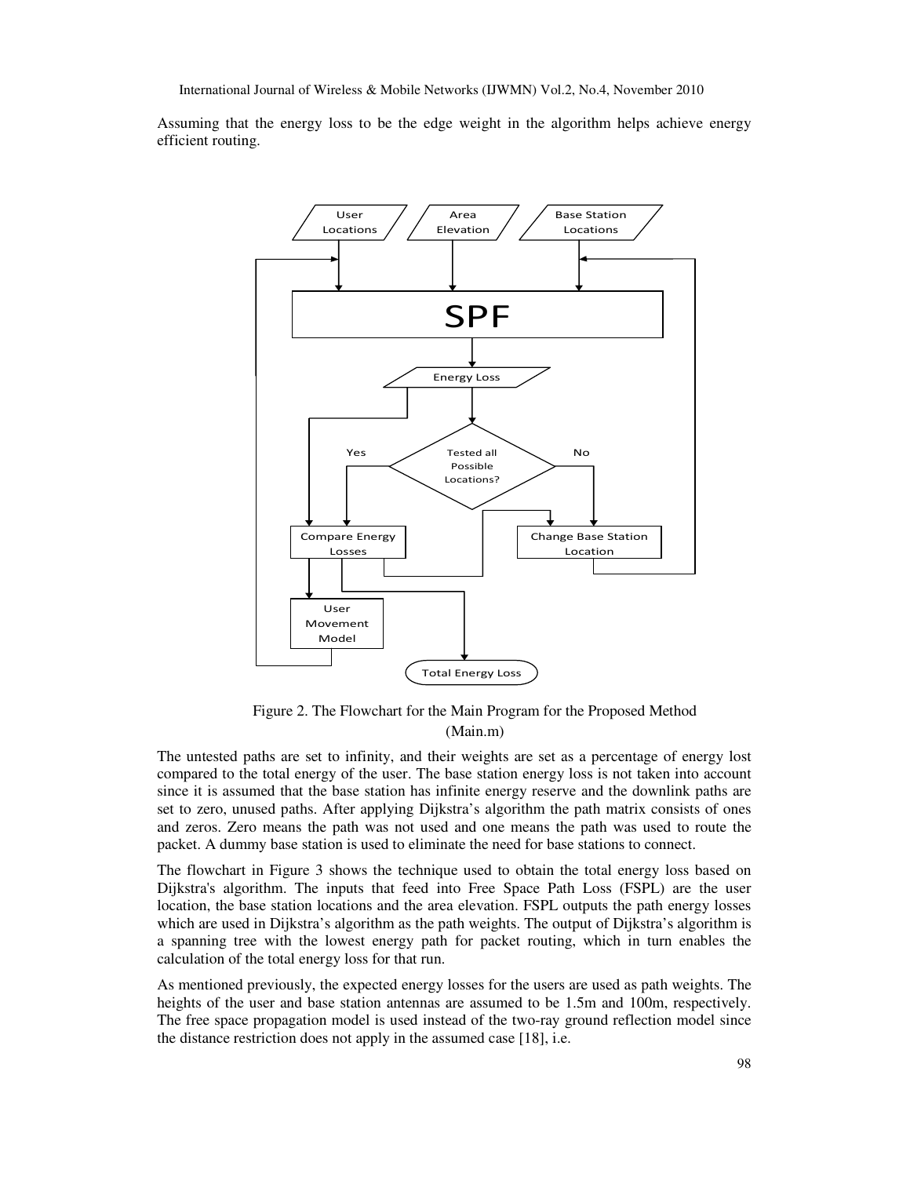Assuming that the energy loss to be the edge weight in the algorithm helps achieve energy efficient routing.

Figure 2. The Flowchart for the Main Program for the Proposed Method (Main.m)

The untested paths are set to infinity, and their weights are set as a percentage of energy lost compared to the total energy of the user. The base station energy loss is not taken into account since it is assumed that the base station has infinite energy reserve and the downlink paths are set to zero, unused paths. After applying Dijkstra's algorithm the path matrix consists of ones and zeros. Zero means the path was not used and one means the path was used to route the packet. A dummy base station is used to eliminate the need for base stations to connect.

The flowchart in Figure 3 shows the technique used to obtain the total energy loss based on Dijkstra's algorithm. The inputs that feed into Free Space Path Loss (FSPL) are the user location, the base station locations and the area elevation. FSPL outputs the path energy losses which are used in Dijkstra's algorithm as the path weights. The output of Dijkstra's algorithm is a spanning tree with the lowest energy path for packet routing, which in turn enables the calculation of the total energy loss for that run.

As mentioned previously, the expected energy losses for the users are used as path weights. The heights of the user and base station antennas are assumed to be 1.5m and 100m, respectively. The free space propagation model is used instead of the two-ray ground reflection model since the distance restriction does not apply in the assumed case [18], i.e.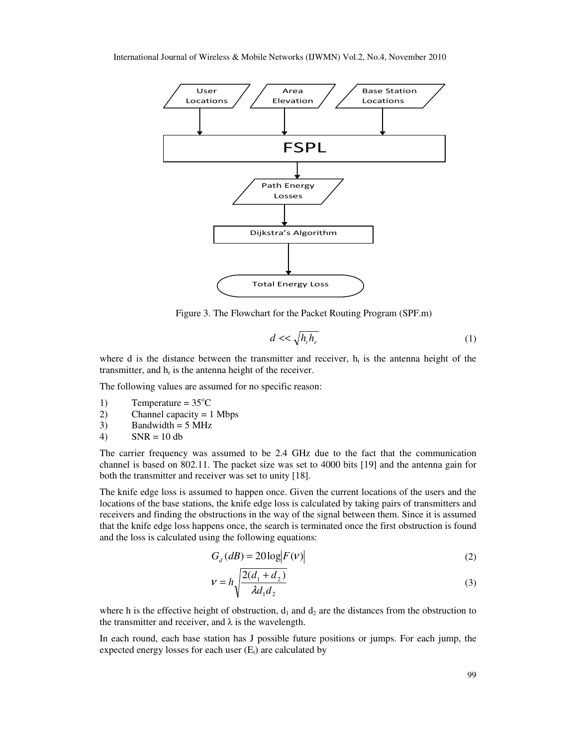Figure 3. The Flowchart for the Packet Routing Program (SPF.m)

$$d << \sqrt{h_t h_r} \quad (1)$$

where d is the distance between the transmitter and receiver, $h_t$ is the antenna height of the transmitter, and $h_r$ is the antenna height of the receiver.

The following values are assumed for no specific reason:

1) Temperature = $35^oC$
2) Channel capacity = 1 Mbps
3) Bandwidth = 5 MHz
4) SNR = 10 db

The carrier frequency was assumed to be 2.4 GHz due to the fact that the communication channel is based on 802.11. The packet size was set to 4000 bits [19] and the antenna gain for both the transmitter and receiver was set to unity [18].

The knife edge loss is assumed to happen once. Given the current locations of the users and the locations of the base stations, the knife edge loss is calculated by taking pairs of transmitters and receivers and finding the obstructions in the way of the signal between them. Since it is assumed that the knife edge loss happens once, the search is terminated once the first obstruction is found and the loss is calculated using the following equations:

$$G_d(dB) = 20\log\left|F(\nu)\right| \quad (2)$$

$$\nu = h\sqrt{\frac{2(d_1 + d_2)}{\lambda d_1 d_2}} \quad (3)$$

where h is the effective height of obstruction, $d_1$ and $d_2$ are the distances from the obstruction to the transmitter and receiver, and $\lambda$ is the wavelength.

In each round, each base station has J possible future positions or jumps. For each jump, the expected energy losses for each user ($E_i$) are calculated by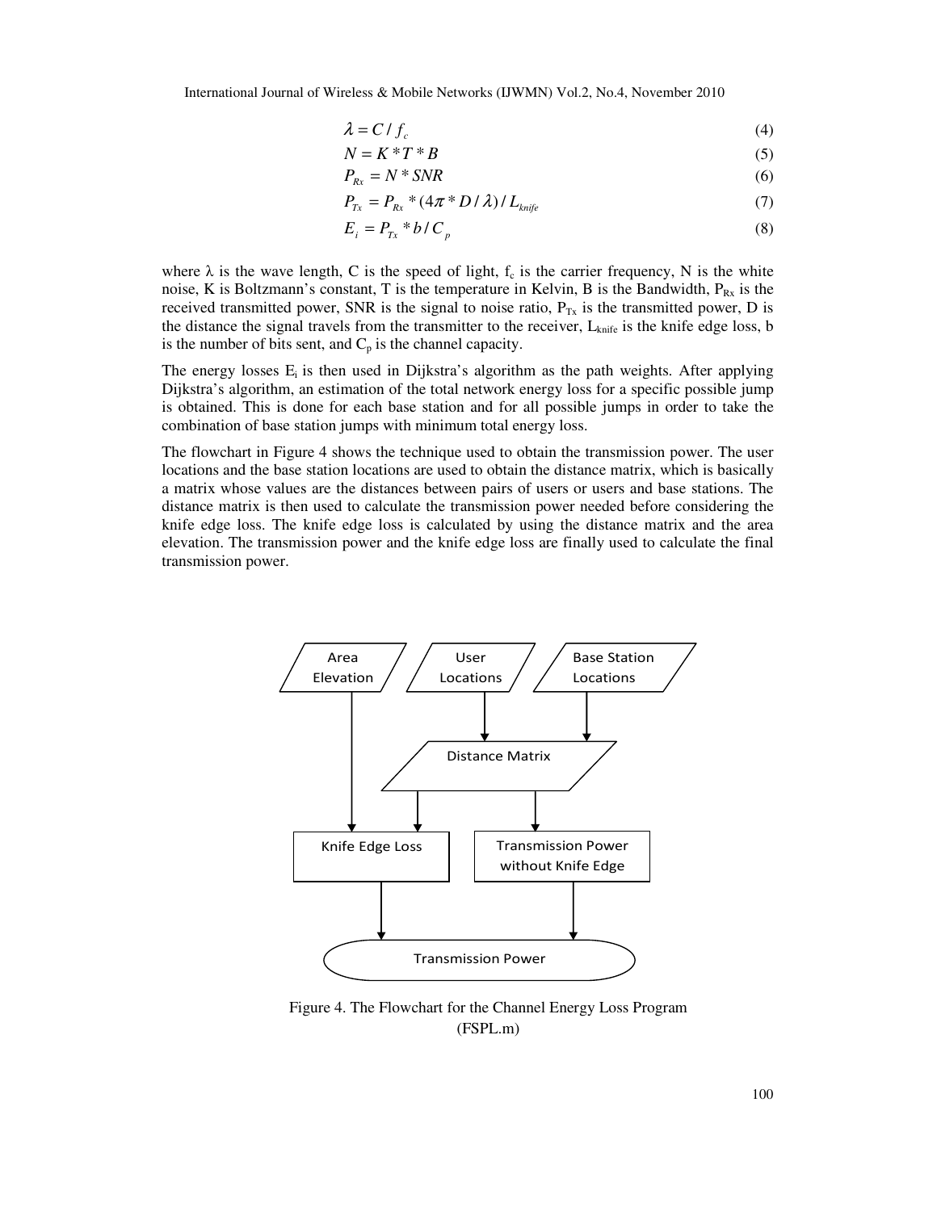$$\lambda = C / f_c \tag{4}$$

$$N = K * T * B \tag{5}$$

$$P_{Rx} = N * SNR \tag{6}$$

$$P_{Tx} = P_{Rx} * (4\pi * D / \lambda) / L_{knife} \tag{7}$$

$$E_i = P_{Tx} * b / C_p \tag{8}$$

where $\lambda$ is the wave length, C is the speed of light, $f_c$ is the carrier frequency, N is the white noise, K is Boltzmann's constant, T is the temperature in Kelvin, B is the Bandwidth, $P_{Rx}$ is the received transmitted power, SNR is the signal to noise ratio, $P_{Tx}$ is the transmitted power, D is the distance the signal travels from the transmitter to the receiver, $L_{knife}$ is the knife edge loss, b is the number of bits sent, and $C_p$ is the channel capacity.

The energy losses $E_i$ is then used in Dijkstra's algorithm as the path weights. After applying Dijkstra's algorithm, an estimation of the total network energy loss for a specific possible jump is obtained. This is done for each base station and for all possible jumps in order to take the combination of base station jumps with minimum total energy loss.

The flowchart in Figure 4 shows the technique used to obtain the transmission power. The user locations and the base station locations are used to obtain the distance matrix, which is basically a matrix whose values are the distances between pairs of users or users and base stations. The distance matrix is then used to calculate the transmission power needed before considering the knife edge loss. The knife edge loss is calculated by using the distance matrix and the area elevation. The transmission power and the knife edge loss are finally used to calculate the final transmission power.

Figure 4. The Flowchart for the Channel Energy Loss Program (FSPL.m)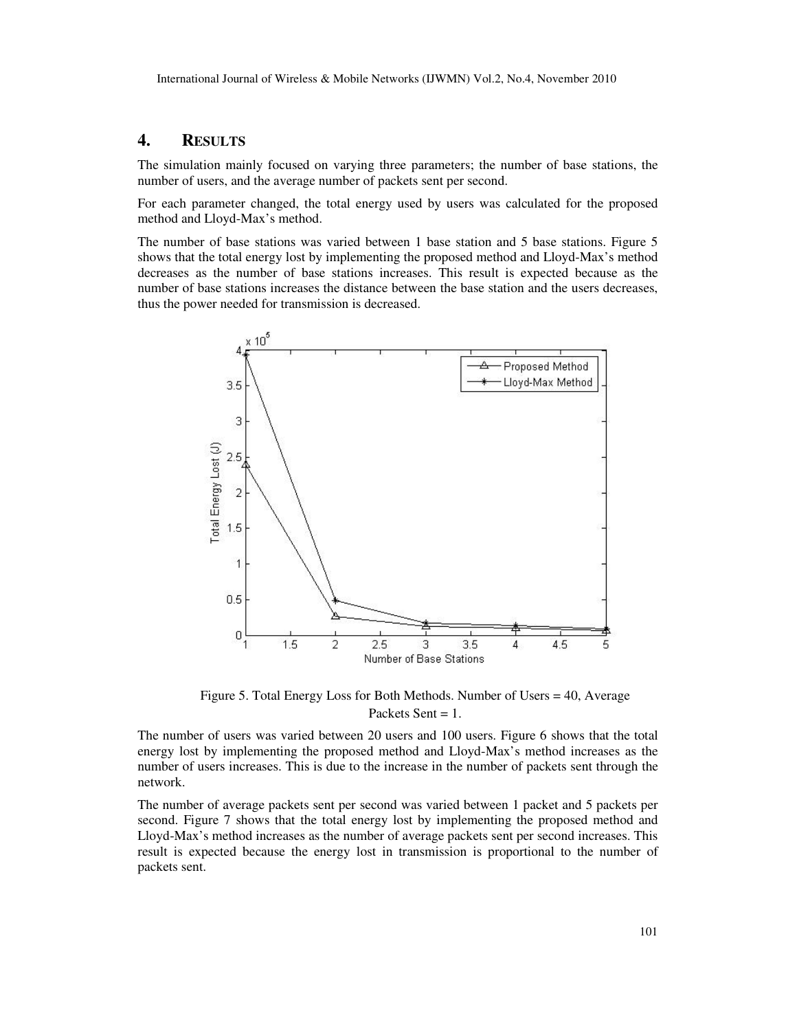## 4. RESULTS

The simulation mainly focused on varying three parameters; the number of base stations, the number of users, and the average number of packets sent per second.

For each parameter changed, the total energy used by users was calculated for the proposed method and Lloyd-Max's method.

The number of base stations was varied between 1 base station and 5 base stations. Figure 5 shows that the total energy lost by implementing the proposed method and Lloyd-Max's method decreases as the number of base stations increases. This result is expected because as the number of base stations increases the distance between the base station and the users decreases, thus the power needed for transmission is decreased.

Figure 5. Total Energy Loss for Both Methods. Number of Users = 40, Average Packets Sent = 1.

The number of users was varied between 20 users and 100 users. Figure 6 shows that the total energy lost by implementing the proposed method and Lloyd-Max's method increases as the number of users increases. This is due to the increase in the number of packets sent through the network.

The number of average packets sent per second was varied between 1 packet and 5 packets per second. Figure 7 shows that the total energy lost by implementing the proposed method and Lloyd-Max's method increases as the number of average packets sent per second increases. This result is expected because the energy lost in transmission is proportional to the number of packets sent.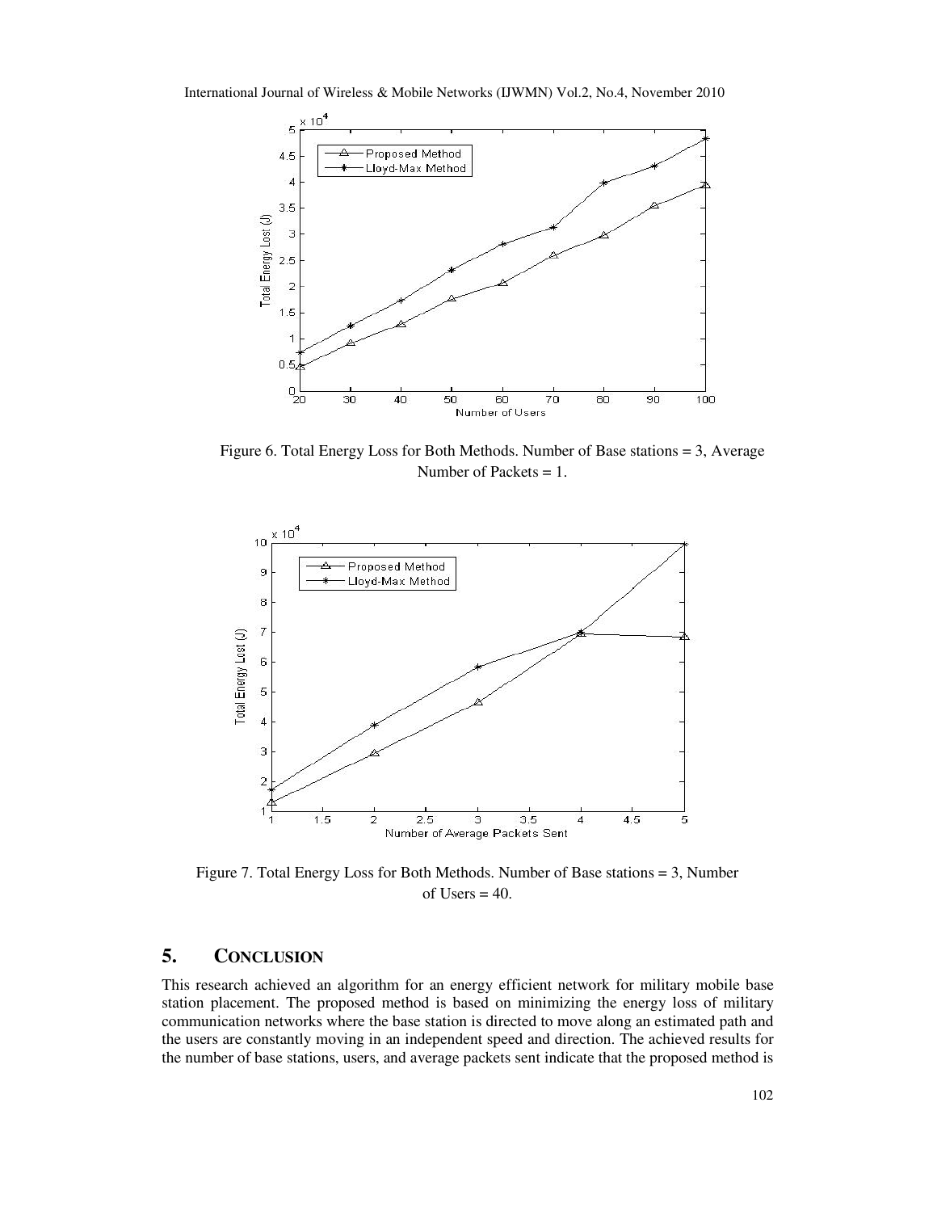Figure 6. Total Energy Loss for Both Methods. Number of Base stations = 3, Average Number of Packets = 1.

Figure 7. Total Energy Loss for Both Methods. Number of Base stations = 3, Number of Users = 40.

## 5. CONCLUSION

This research achieved an algorithm for an energy efficient network for military mobile base station placement. The proposed method is based on minimizing the energy loss of military communication networks where the base station is directed to move along an estimated path and the users are constantly moving in an independent speed and direction. The achieved results for the number of base stations, users, and average packets sent indicate that the proposed method is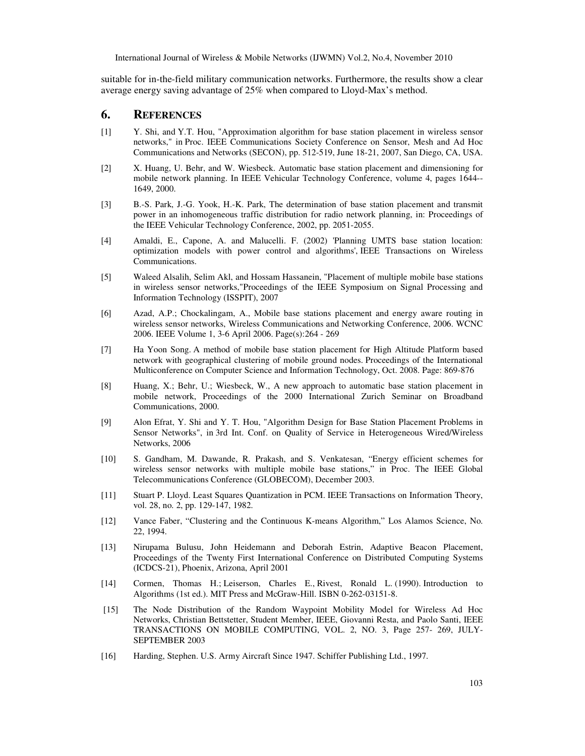suitable for in-the-field military communication networks. Furthermore, the results show a clear average energy saving advantage of 25% when compared to Lloyd-Max's method.

## 6. REFERENCES

[1] Y. Shi, and Y.T. Hou, "Approximation algorithm for base station placement in wireless sensor networks," in Proc. IEEE Communications Society Conference on Sensor, Mesh and Ad Hoc Communications and Networks (SECON), pp. 512-519, June 18-21, 2007, San Diego, CA, USA.

[2] X. Huang, U. Behr, and W. Wiesbeck. Automatic base station placement and dimensioning for mobile network planning. In IEEE Vehicular Technology Conference, volume 4, pages 1644--1649, 2000.

[3] B.-S. Park, J.-G. Yook, H.-K. Park, The determination of base station placement and transmit power in an inhomogeneous traffic distribution for radio network planning, in: Proceedings of the IEEE Vehicular Technology Conference, 2002, pp. 2051-2055.

[4] Amaldi, E., Capone, A. and Malucelli. F. (2002) 'Planning UMTS base station location: optimization models with power control and algorithms', IEEE Transactions on Wireless Communications.

[5] Waleed Alsalih, Selim Akl, and Hossam Hassanein, "Placement of multiple mobile base stations in wireless sensor networks,"Proceedings of the IEEE Symposium on Signal Processing and Information Technology (ISSPIT), 2007

[6] Azad, A.P.; Chockalingam, A., Mobile base stations placement and energy aware routing in wireless sensor networks, Wireless Communications and Networking Conference, 2006. WCNC 2006. IEEE Volume 1, 3-6 April 2006. Page(s):264 - 269

[7] Ha Yoon Song. A method of mobile base station placement for High Altitude Platform based network with geographical clustering of mobile ground nodes. Proceedings of the International Multiconference on Computer Science and Information Technology, Oct. 2008. Page: 869-876

[8] Huang, X.; Behr, U.; Wiesbeck, W., A new approach to automatic base station placement in mobile network, Proceedings of the 2000 International Zurich Seminar on Broadband Communications, 2000.

[9] Alon Efrat, Y. Shi and Y. T. Hou, "Algorithm Design for Base Station Placement Problems in Sensor Networks", in 3rd Int. Conf. on Quality of Service in Heterogeneous Wired/Wireless Networks, 2006

[10] S. Gandham, M. Dawande, R. Prakash, and S. Venkatesan, "Energy efficient schemes for wireless sensor networks with multiple mobile base stations," in Proc. The IEEE Global Telecommunications Conference (GLOBECOM), December 2003.

[11] Stuart P. Lloyd. Least Squares Quantization in PCM. IEEE Transactions on Information Theory, vol. 28, no. 2, pp. 129-147, 1982.

[12] Vance Faber, "Clustering and the Continuous K-means Algorithm," Los Alamos Science, No. 22, 1994.

[13] Nirupama Bulusu, John Heidemann and Deborah Estrin, Adaptive Beacon Placement, Proceedings of the Twenty First International Conference on Distributed Computing Systems (ICDCS-21), Phoenix, Arizona, April 2001

[14] Cormen, Thomas H.; Leiserson, Charles E., Rivest, Ronald L. (1990). Introduction to Algorithms (1st ed.). MIT Press and McGraw-Hill. ISBN 0-262-03151-8.

[15] The Node Distribution of the Random Waypoint Mobility Model for Wireless Ad Hoc Networks, Christian Bettstetter, Student Member, IEEE, Giovanni Resta, and Paolo Santi, IEEE TRANSACTIONS ON MOBILE COMPUTING, VOL. 2, NO. 3, Page 257- 269, JULY-SEPTEMBER 2003

[16] Harding, Stephen. U.S. Army Aircraft Since 1947. Schiffer Publishing Ltd., 1997.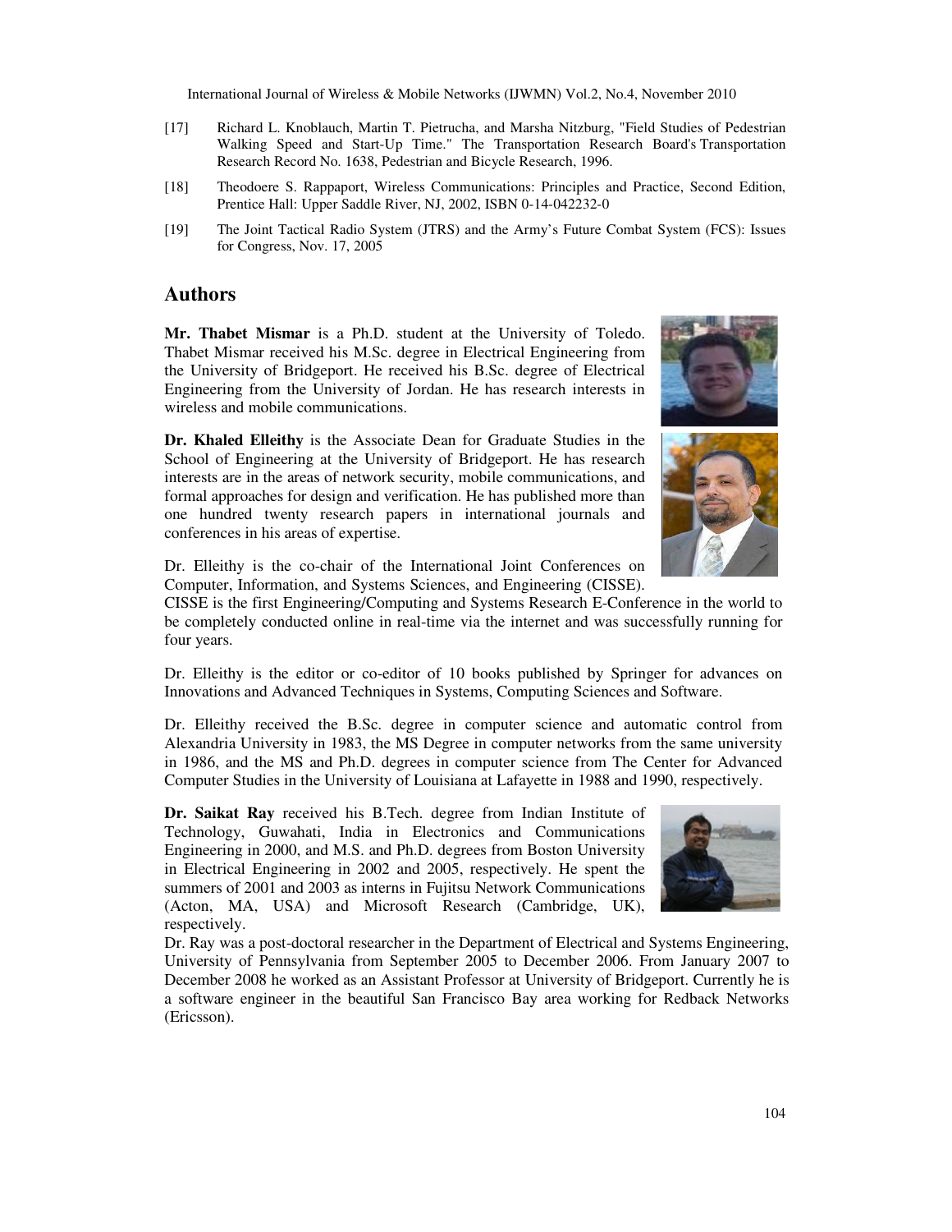[17] Richard L. Knoblauch, Martin T. Pietrucha, and Marsha Nitzburg, "Field Studies of Pedestrian Walking Speed and Start-Up Time." The Transportation Research Board's Transportation Research Record No. 1638, Pedestrian and Bicycle Research, 1996.

[18] Theodoere S. Rappaport, Wireless Communications: Principles and Practice, Second Edition, Prentice Hall: Upper Saddle River, NJ, 2002, ISBN 0-14-042232-0

[19] The Joint Tactical Radio System (JTRS) and the Army's Future Combat System (FCS): Issues for Congress, Nov. 17, 2005

## Authors

**Mr. Thabet Mismar** is a Ph.D. student at the University of Toledo. Thabet Mismar received his M.Sc. degree in Electrical Engineering from the University of Bridgeport. He received his B.Sc. degree of Electrical Engineering from the University of Jordan. He has research interests in wireless and mobile communications.

**Dr. Khaled Elleithy** is the Associate Dean for Graduate Studies in the School of Engineering at the University of Bridgeport. He has research interests are in the areas of network security, mobile communications, and formal approaches for design and verification. He has published more than one hundred twenty research papers in international journals and conferences in his areas of expertise.

Dr. Elleithy is the co-chair of the International Joint Conferences on Computer, Information, and Systems Sciences, and Engineering (CISSE). CISSE is the first Engineering/Computing and Systems Research E-Conference in the world to be completely conducted online in real-time via the internet and was successfully running for four years.

Dr. Elleithy is the editor or co-editor of 10 books published by Springer for advances on Innovations and Advanced Techniques in Systems, Computing Sciences and Software.

Dr. Elleithy received the B.Sc. degree in computer science and automatic control from Alexandria University in 1983, the MS Degree in computer networks from the same university in 1986, and the MS and Ph.D. degrees in computer science from The Center for Advanced Computer Studies in the University of Louisiana at Lafayette in 1988 and 1990, respectively.

**Dr. Saikat Ray** received his B.Tech. degree from Indian Institute of Technology, Guwahati, India in Electronics and Communications Engineering in 2000, and M.S. and Ph.D. degrees from Boston University in Electrical Engineering in 2002 and 2005, respectively. He spent the summers of 2001 and 2003 as interns in Fujitsu Network Communications (Acton, MA, USA) and Microsoft Research (Cambridge, UK), respectively.

Dr. Ray was a post-doctoral researcher in the Department of Electrical and Systems Engineering, University of Pennsylvania from September 2005 to December 2006. From January 2007 to December 2008 he worked as an Assistant Professor at University of Bridgeport. Currently he is a software engineer in the beautiful San Francisco Bay area working for Redback Networks (Ericsson).